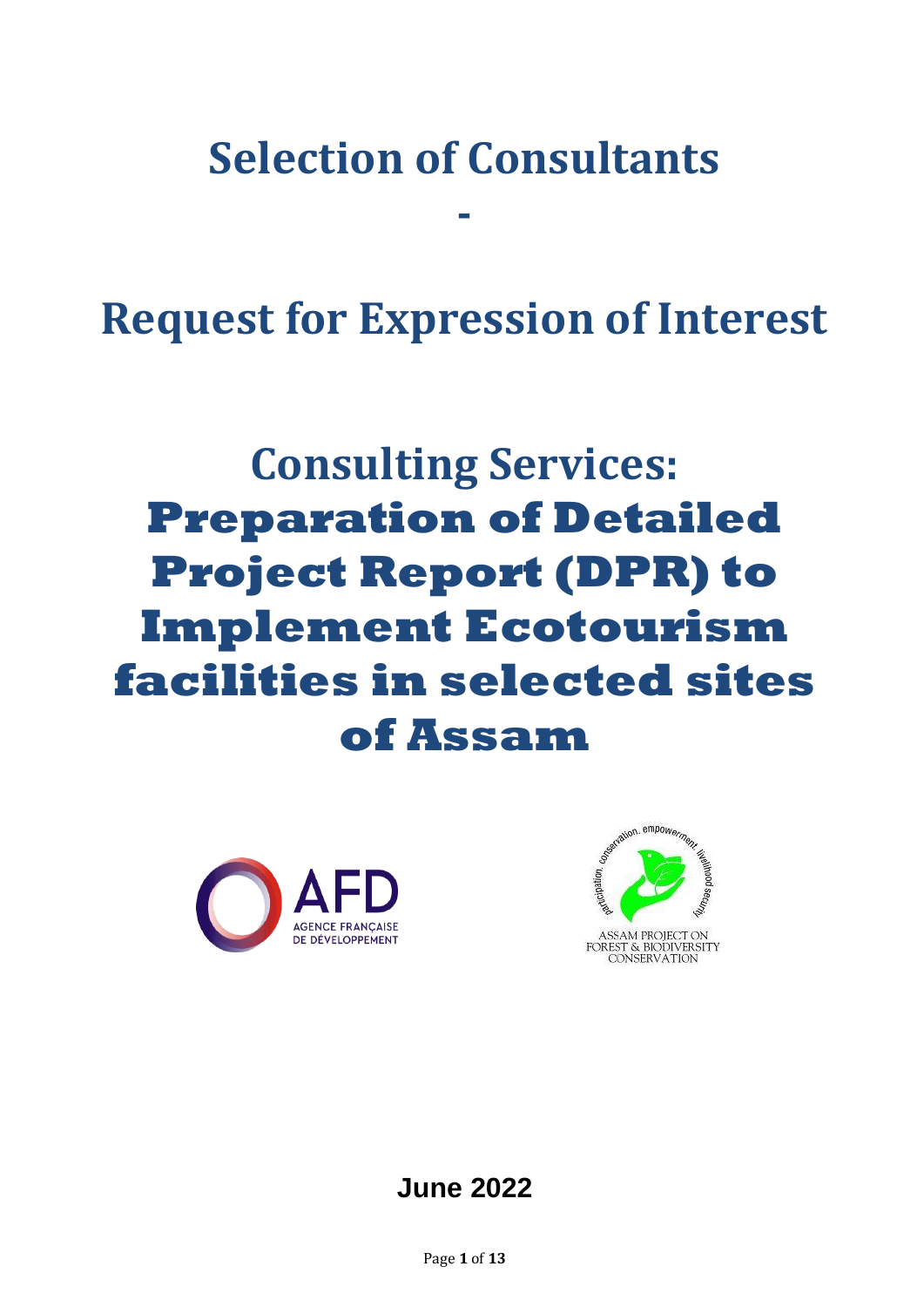# Selection of Consultants

-

# Request for Expression of Interest

# Consulting Services: **Preparation of Detailed Project Report (DPR) to Implement Ecotourism facilities in selected sites of Assam**

AFD
AGENCE FRANÇAISE DE DÉVELOPPEMENT

ASSAM PROJECT ON FOREST & BIODIVERSITY CONSERVATION

**June 2022**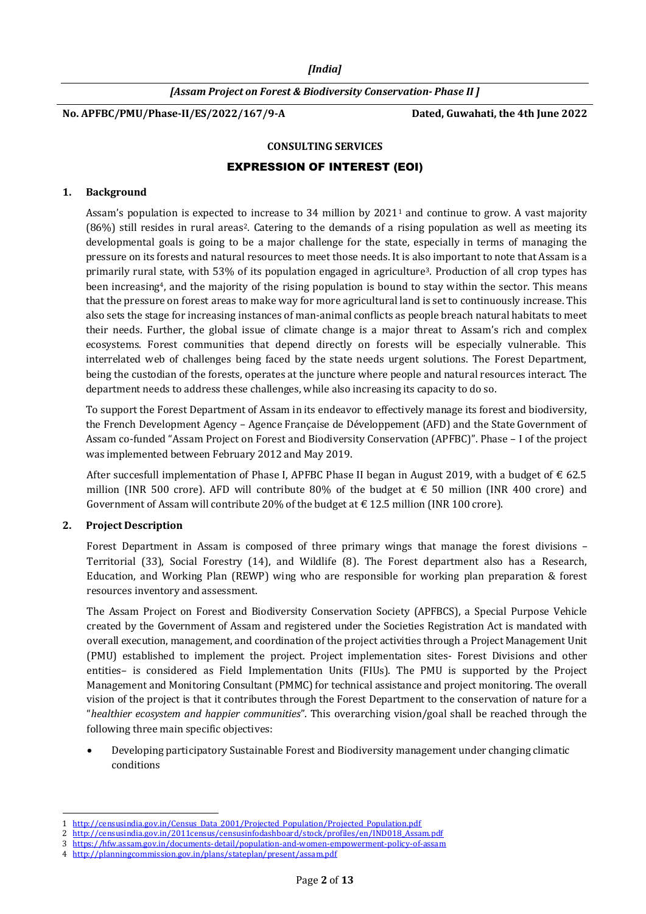*[India]*

*[Assam Project on Forest & Biodiversity Conservation- Phase II ]*

**No. APFBC/PMU/Phase-II/ES/2022/167/9-A** **Dated, Guwahati, the 4th June 2022**

**CONSULTING SERVICES**

## EXPRESSION OF INTEREST (EOI)

### 1. Background

Assam's population is expected to increase to 34 million by 2021[1] and continue to grow. A vast majority (86%) still resides in rural areas[2]. Catering to the demands of a rising population as well as meeting its developmental goals is going to be a major challenge for the state, especially in terms of managing the pressure on its forests and natural resources to meet those needs. It is also important to note that Assam is a primarily rural state, with 53% of its population engaged in agriculture[3]. Production of all crop types has been increasing[4], and the majority of the rising population is bound to stay within the sector. This means that the pressure on forest areas to make way for more agricultural land is set to continuously increase. This also sets the stage for increasing instances of man-animal conflicts as people breach natural habitats to meet their needs. Further, the global issue of climate change is a major threat to Assam's rich and complex ecosystems. Forest communities that depend directly on forests will be especially vulnerable. This interrelated web of challenges being faced by the state needs urgent solutions. The Forest Department, being the custodian of the forests, operates at the juncture where people and natural resources interact. The department needs to address these challenges, while also increasing its capacity to do so.

To support the Forest Department of Assam in its endeavor to effectively manage its forest and biodiversity, the French Development Agency – Agence Française de Développement (AFD) and the State Government of Assam co-funded "Assam Project on Forest and Biodiversity Conservation (APFBC)". Phase – I of the project was implemented between February 2012 and May 2019.

After succesfull implementation of Phase I, APFBC Phase II began in August 2019, with a budget of € 62.5 million (INR 500 crore). AFD will contribute 80% of the budget at € 50 million (INR 400 crore) and Government of Assam will contribute 20% of the budget at € 12.5 million (INR 100 crore).

### 2. Project Description

Forest Department in Assam is composed of three primary wings that manage the forest divisions – Territorial (33), Social Forestry (14), and Wildlife (8). The Forest department also has a Research, Education, and Working Plan (REWP) wing who are responsible for working plan preparation & forest resources inventory and assessment.

The Assam Project on Forest and Biodiversity Conservation Society (APFBCS), a Special Purpose Vehicle created by the Government of Assam and registered under the Societies Registration Act is mandated with overall execution, management, and coordination of the project activities through a Project Management Unit (PMU) established to implement the project. Project implementation sites- Forest Divisions and other entities– is considered as Field Implementation Units (FIUs). The PMU is supported by the Project Management and Monitoring Consultant (PMMC) for technical assistance and project monitoring. The overall vision of the project is that it contributes through the Forest Department to the conservation of nature for a "*healthier ecosystem and happier communities*". This overarching vision/goal shall be reached through the following three main specific objectives:

- Developing participatory Sustainable Forest and Biodiversity management under changing climatic conditions

---

1 http://censusindia.gov.in/Census_Data_2001/Projected_Population/Projected_Population.pdf
2 http://censusindia.gov.in/2011census/censusinfodashboard/stock/profiles/en/IND018_Assam.pdf
3 https://hfw.assam.gov.in/documents-detail/population-and-women-empowerment-policy-of-assam
4 http://planningcommission.gov.in/plans/stateplan/present/assam.pdf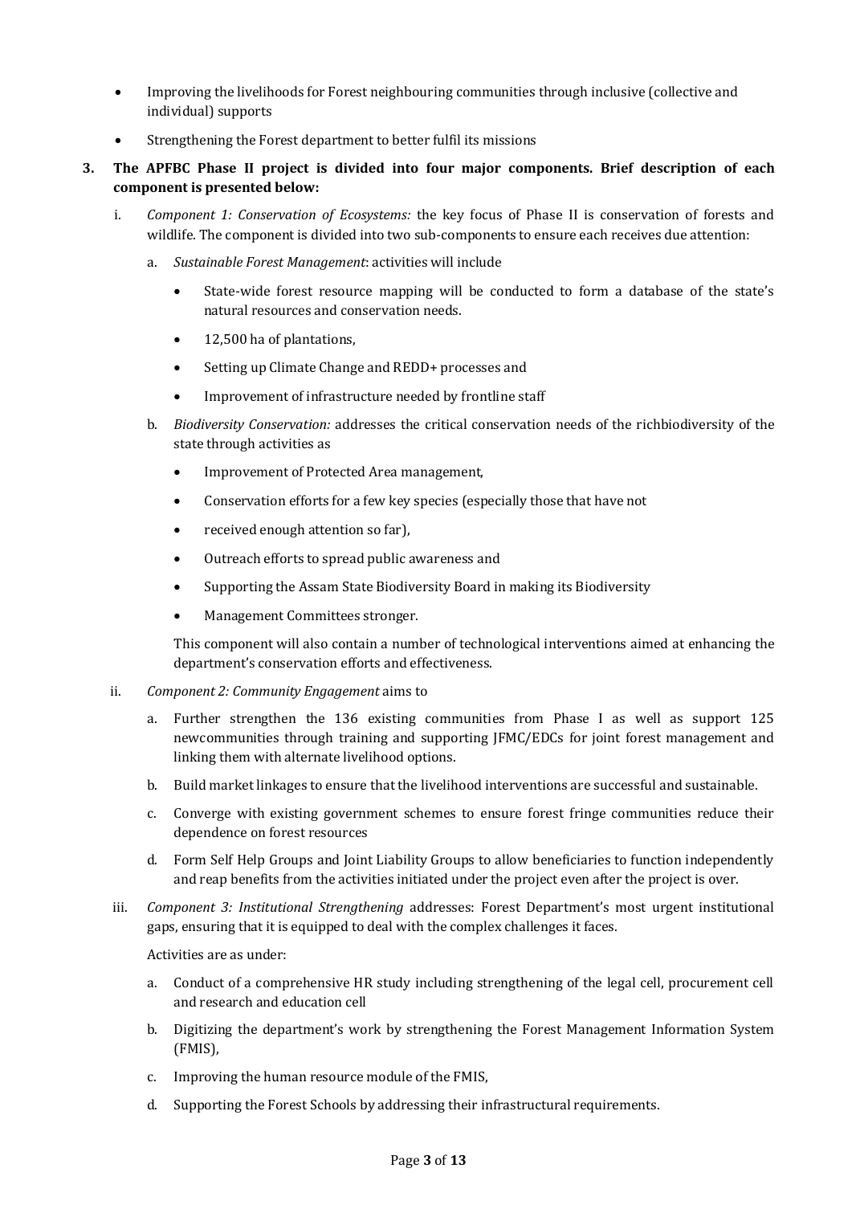- Improving the livelihoods for Forest neighbouring communities through inclusive (collective and individual) supports
- Strengthening the Forest department to better fulfil its missions

**3. The APFBC Phase II project is divided into four major components. Brief description of each component is presented below:**

i. *Component 1: Conservation of Ecosystems:* the key focus of Phase II is conservation of forests and wildlife. The component is divided into two sub-components to ensure each receives due attention:

   a. *Sustainable Forest Management*: activities will include

      - State-wide forest resource mapping will be conducted to form a database of the state's natural resources and conservation needs.
      - 12,500 ha of plantations,
      - Setting up Climate Change and REDD+ processes and
      - Improvement of infrastructure needed by frontline staff

   b. *Biodiversity Conservation:* addresses the critical conservation needs of the richbiodiversity of the state through activities as

      - Improvement of Protected Area management,
      - Conservation efforts for a few key species (especially those that have not
      - received enough attention so far),
      - Outreach efforts to spread public awareness and
      - Supporting the Assam State Biodiversity Board in making its Biodiversity
      - Management Committees stronger.

   This component will also contain a number of technological interventions aimed at enhancing the department's conservation efforts and effectiveness.

ii. *Component 2: Community Engagement* aims to

   a. Further strengthen the 136 existing communities from Phase I as well as support 125 newcommunities through training and supporting JFMC/EDCs for joint forest management and linking them with alternate livelihood options.

   b. Build market linkages to ensure that the livelihood interventions are successful and sustainable.

   c. Converge with existing government schemes to ensure forest fringe communities reduce their dependence on forest resources

   d. Form Self Help Groups and Joint Liability Groups to allow beneficiaries to function independently and reap benefits from the activities initiated under the project even after the project is over.

iii. *Component 3: Institutional Strengthening* addresses: Forest Department's most urgent institutional gaps, ensuring that it is equipped to deal with the complex challenges it faces.

   Activities are as under:

   a. Conduct of a comprehensive HR study including strengthening of the legal cell, procurement cell and research and education cell

   b. Digitizing the department's work by strengthening the Forest Management Information System (FMIS),

   c. Improving the human resource module of the FMIS,

   d. Supporting the Forest Schools by addressing their infrastructural requirements.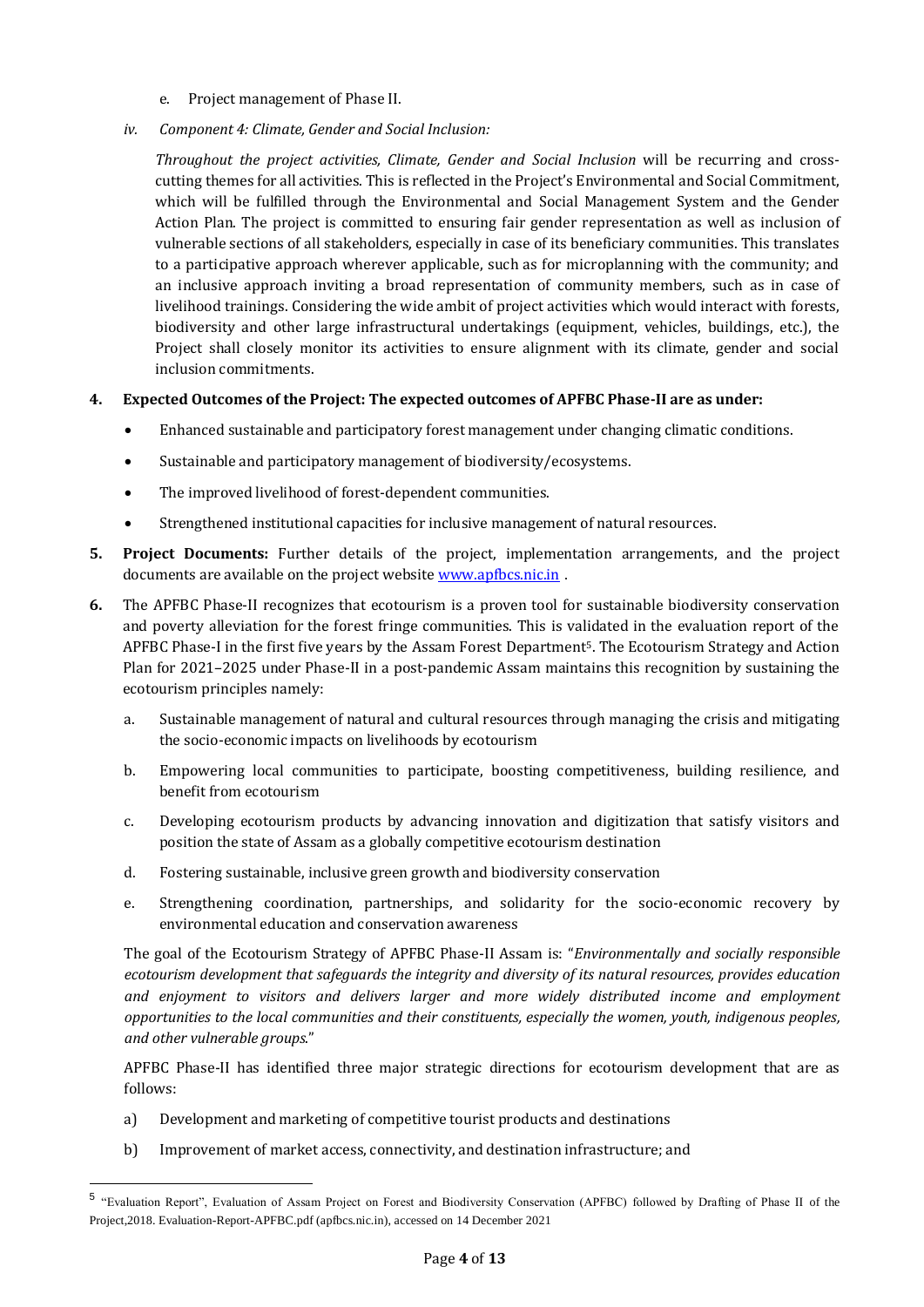e. Project management of Phase II.

iv. *Component 4: Climate, Gender and Social Inclusion:*

*Throughout the project activities, Climate, Gender and Social Inclusion* will be recurring and cross-cutting themes for all activities. This is reflected in the Project's Environmental and Social Commitment, which will be fulfilled through the Environmental and Social Management System and the Gender Action Plan. The project is committed to ensuring fair gender representation as well as inclusion of vulnerable sections of all stakeholders, especially in case of its beneficiary communities. This translates to a participative approach wherever applicable, such as for microplanning with the community; and an inclusive approach inviting a broad representation of community members, such as in case of livelihood trainings. Considering the wide ambit of project activities which would interact with forests, biodiversity and other large infrastructural undertakings (equipment, vehicles, buildings, etc.), the Project shall closely monitor its activities to ensure alignment with its climate, gender and social inclusion commitments.

**4. Expected Outcomes of the Project: The expected outcomes of APFBC Phase-II are as under:**

- Enhanced sustainable and participatory forest management under changing climatic conditions.
- Sustainable and participatory management of biodiversity/ecosystems.
- The improved livelihood of forest-dependent communities.
- Strengthened institutional capacities for inclusive management of natural resources.

**5. Project Documents:** Further details of the project, implementation arrangements, and the project documents are available on the project website www.apfbcs.nic.in .

**6.** The APFBC Phase-II recognizes that ecotourism is a proven tool for sustainable biodiversity conservation and poverty alleviation for the forest fringe communities. This is validated in the evaluation report of the APFBC Phase-I in the first five years by the Assam Forest Department[5]. The Ecotourism Strategy and Action Plan for 2021–2025 under Phase-II in a post-pandemic Assam maintains this recognition by sustaining the ecotourism principles namely:

a. Sustainable management of natural and cultural resources through managing the crisis and mitigating the socio-economic impacts on livelihoods by ecotourism

b. Empowering local communities to participate, boosting competitiveness, building resilience, and benefit from ecotourism

c. Developing ecotourism products by advancing innovation and digitization that satisfy visitors and position the state of Assam as a globally competitive ecotourism destination

d. Fostering sustainable, inclusive green growth and biodiversity conservation

e. Strengthening coordination, partnerships, and solidarity for the socio-economic recovery by environmental education and conservation awareness

The goal of the Ecotourism Strategy of APFBC Phase-II Assam is: "*Environmentally and socially responsible ecotourism development that safeguards the integrity and diversity of its natural resources, provides education and enjoyment to visitors and delivers larger and more widely distributed income and employment opportunities to the local communities and their constituents, especially the women, youth, indigenous peoples, and other vulnerable groups.*"

APFBC Phase-II has identified three major strategic directions for ecotourism development that are as follows:

a) Development and marketing of competitive tourist products and destinations

b) Improvement of market access, connectivity, and destination infrastructure; and

---

[5] "Evaluation Report", Evaluation of Assam Project on Forest and Biodiversity Conservation (APFBC) followed by Drafting of Phase II of the Project,2018. Evaluation-Report-APFBC.pdf (apfbcs.nic.in), accessed on 14 December 2021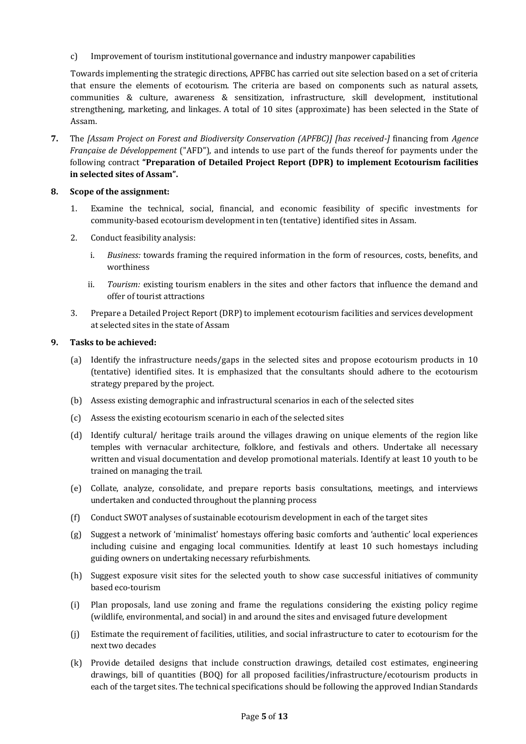c) Improvement of tourism institutional governance and industry manpower capabilities

Towards implementing the strategic directions, APFBC has carried out site selection based on a set of criteria that ensure the elements of ecotourism. The criteria are based on components such as natural assets, communities & culture, awareness & sensitization, infrastructure, skill development, institutional strengthening, marketing, and linkages. A total of 10 sites (approximate) has been selected in the State of Assam.

**7.** The *[Assam Project on Forest and Biodiversity Conservation (APFBC)] [has received-]* financing from *Agence Française de Développement* ("AFD"), and intends to use part of the funds thereof for payments under the following contract **"Preparation of Detailed Project Report (DPR) to implement Ecotourism facilities in selected sites of Assam".**

**8. Scope of the assignment:**

1. Examine the technical, social, financial, and economic feasibility of specific investments for community-based ecotourism development in ten (tentative) identified sites in Assam.
2. Conduct feasibility analysis:
   i. *Business:* towards framing the required information in the form of resources, costs, benefits, and worthiness
   ii. *Tourism:* existing tourism enablers in the sites and other factors that influence the demand and offer of tourist attractions
3. Prepare a Detailed Project Report (DRP) to implement ecotourism facilities and services development at selected sites in the state of Assam

**9. Tasks to be achieved:**

(a) Identify the infrastructure needs/gaps in the selected sites and propose ecotourism products in 10 (tentative) identified sites. It is emphasized that the consultants should adhere to the ecotourism strategy prepared by the project.

(b) Assess existing demographic and infrastructural scenarios in each of the selected sites

(c) Assess the existing ecotourism scenario in each of the selected sites

(d) Identify cultural/ heritage trails around the villages drawing on unique elements of the region like temples with vernacular architecture, folklore, and festivals and others. Undertake all necessary written and visual documentation and develop promotional materials. Identify at least 10 youth to be trained on managing the trail.

(e) Collate, analyze, consolidate, and prepare reports basis consultations, meetings, and interviews undertaken and conducted throughout the planning process

(f) Conduct SWOT analyses of sustainable ecotourism development in each of the target sites

(g) Suggest a network of 'minimalist' homestays offering basic comforts and 'authentic' local experiences including cuisine and engaging local communities. Identify at least 10 such homestays including guiding owners on undertaking necessary refurbishments.

(h) Suggest exposure visit sites for the selected youth to show case successful initiatives of community based eco-tourism

(i) Plan proposals, land use zoning and frame the regulations considering the existing policy regime (wildlife, environmental, and social) in and around the sites and envisaged future development

(j) Estimate the requirement of facilities, utilities, and social infrastructure to cater to ecotourism for the next two decades

(k) Provide detailed designs that include construction drawings, detailed cost estimates, engineering drawings, bill of quantities (BOQ) for all proposed facilities/infrastructure/ecotourism products in each of the target sites. The technical specifications should be following the approved Indian Standards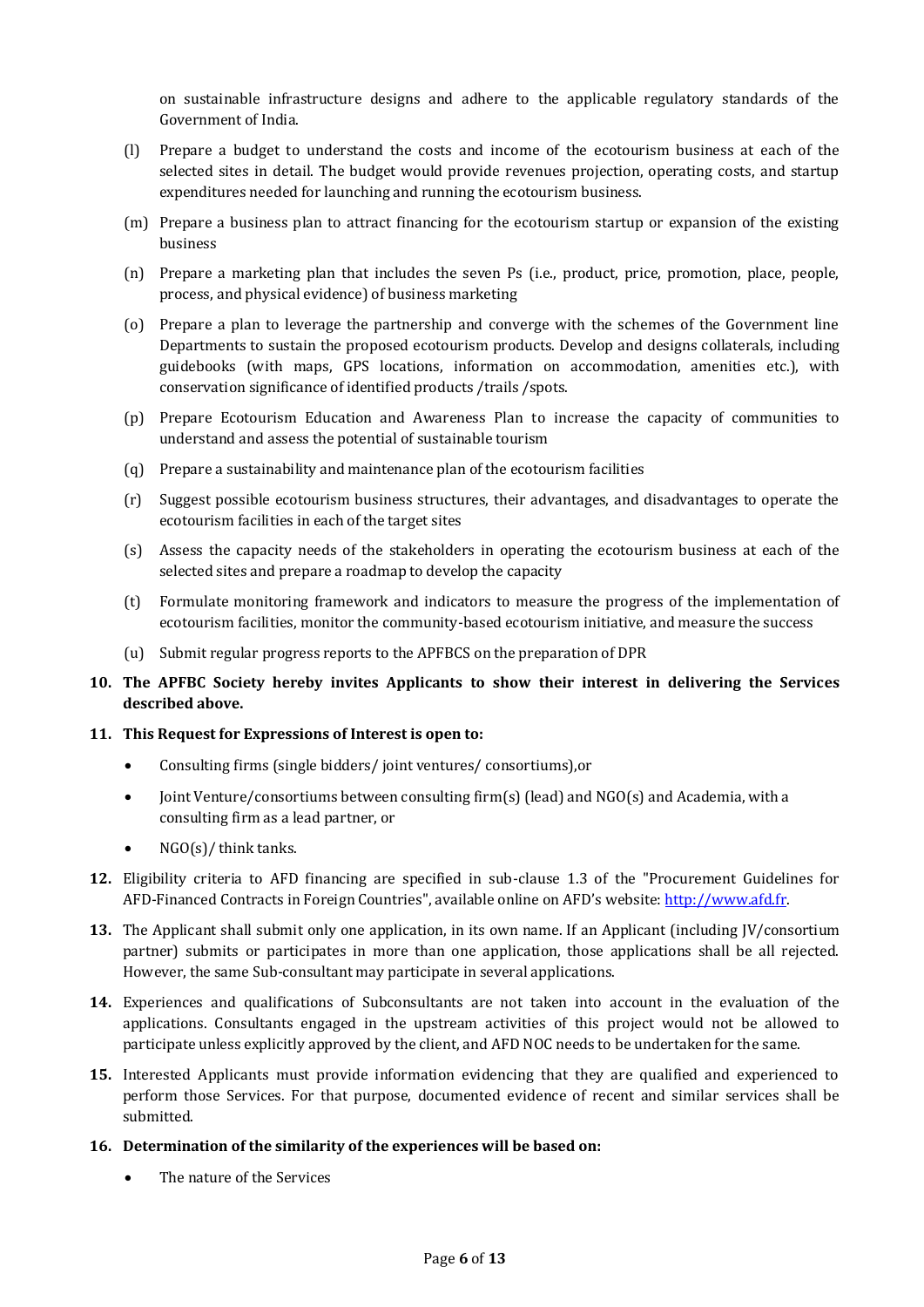on sustainable infrastructure designs and adhere to the applicable regulatory standards of the Government of India.

(l) Prepare a budget to understand the costs and income of the ecotourism business at each of the selected sites in detail. The budget would provide revenues projection, operating costs, and startup expenditures needed for launching and running the ecotourism business.

(m) Prepare a business plan to attract financing for the ecotourism startup or expansion of the existing business

(n) Prepare a marketing plan that includes the seven Ps (i.e., product, price, promotion, place, people, process, and physical evidence) of business marketing

(o) Prepare a plan to leverage the partnership and converge with the schemes of the Government line Departments to sustain the proposed ecotourism products. Develop and designs collaterals, including guidebooks (with maps, GPS locations, information on accommodation, amenities etc.), with conservation significance of identified products /trails /spots.

(p) Prepare Ecotourism Education and Awareness Plan to increase the capacity of communities to understand and assess the potential of sustainable tourism

(q) Prepare a sustainability and maintenance plan of the ecotourism facilities

(r) Suggest possible ecotourism business structures, their advantages, and disadvantages to operate the ecotourism facilities in each of the target sites

(s) Assess the capacity needs of the stakeholders in operating the ecotourism business at each of the selected sites and prepare a roadmap to develop the capacity

(t) Formulate monitoring framework and indicators to measure the progress of the implementation of ecotourism facilities, monitor the community-based ecotourism initiative, and measure the success

(u) Submit regular progress reports to the APFBCS on the preparation of DPR

**10. The APFBC Society hereby invites Applicants to show their interest in delivering the Services described above.**

**11. This Request for Expressions of Interest is open to:**

- Consulting firms (single bidders/ joint ventures/ consortiums),or
- Joint Venture/consortiums between consulting firm(s) (lead) and NGO(s) and Academia, with a consulting firm as a lead partner, or
- NGO(s)/ think tanks.

**12.** Eligibility criteria to AFD financing are specified in sub-clause 1.3 of the "Procurement Guidelines for AFD-Financed Contracts in Foreign Countries", available online on AFD's website: http://www.afd.fr.

**13.** The Applicant shall submit only one application, in its own name. If an Applicant (including JV/consortium partner) submits or participates in more than one application, those applications shall be all rejected. However, the same Sub-consultant may participate in several applications.

**14.** Experiences and qualifications of Subconsultants are not taken into account in the evaluation of the applications. Consultants engaged in the upstream activities of this project would not be allowed to participate unless explicitly approved by the client, and AFD NOC needs to be undertaken for the same.

**15.** Interested Applicants must provide information evidencing that they are qualified and experienced to perform those Services. For that purpose, documented evidence of recent and similar services shall be submitted.

**16. Determination of the similarity of the experiences will be based on:**

- The nature of the Services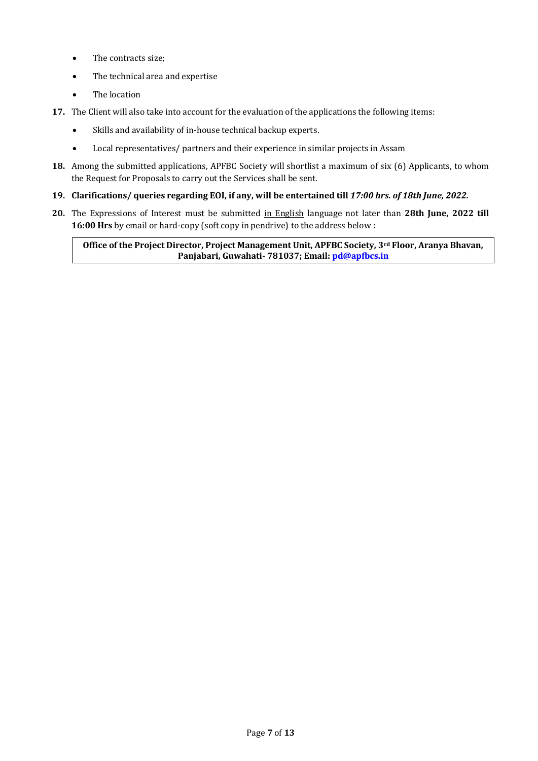- The contracts size;
- The technical area and expertise
- The location

**17.** The Client will also take into account for the evaluation of the applications the following items:

- Skills and availability of in-house technical backup experts.
- Local representatives/ partners and their experience in similar projects in Assam

**18.** Among the submitted applications, APFBC Society will shortlist a maximum of six (6) Applicants, to whom the Request for Proposals to carry out the Services shall be sent.

**19. Clarifications/ queries regarding EOI, if any, will be entertained till *17:00 hrs. of 18th June, 2022.***

**20.** The Expressions of Interest must be submitted <u>in English</u> language not later than **28th June, 2022 till 16:00 Hrs** by email or hard-copy (soft copy in pendrive) to the address below :

| **Office of the Project Director, Project Management Unit, APFBC Society, 3rd Floor, Aranya Bhavan, Panjabari, Guwahati- 781037; Email: pd@apfbcs.in** |
| --- |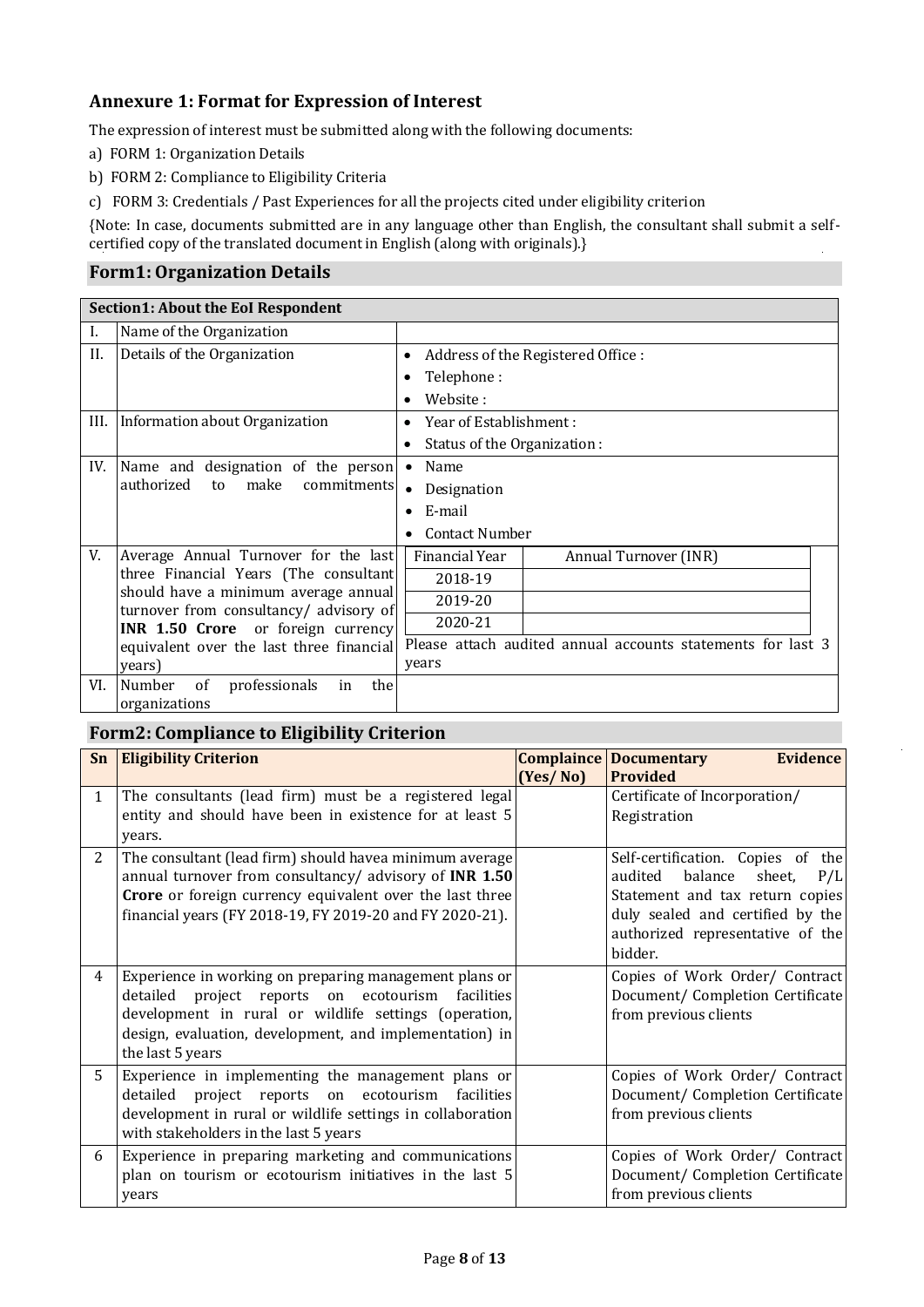## Annexure 1: Format for Expression of Interest

The expression of interest must be submitted along with the following documents:

a) FORM 1: Organization Details

b) FORM 2: Compliance to Eligibility Criteria

c) FORM 3: Credentials / Past Experiences for all the projects cited under eligibility criterion

{Note: In case, documents submitted are in any language other than English, the consultant shall submit a self-certified copy of the translated document in English (along with originals).}

### Form1: Organization Details

| Section1: About the EoI Respondent | | |
|---|---|---|
| I. | Name of the Organization | |
| II. | Details of the Organization | • Address of the Registered Office :<br>• Telephone :<br>• Website : |
| III. | Information about Organization | • Year of Establishment :<br>• Status of the Organization : |
| IV. | Name and designation of the person authorized to make commitments | • Name<br>• Designation<br>• E-mail<br>• Contact Number |
| V. | Average Annual Turnover for the last three Financial Years (The consultant should have a minimum average annual turnover from consultancy/ advisory of **INR 1.50 Crore** or foreign currency equivalent over the last three financial years) | Financial Year / Annual Turnover (INR)<br>2018-19:<br>2019-20:<br>2020-21:<br>Please attach audited annual accounts statements for last 3 years |
| VI. | Number of professionals in the organizations | |

### Form2: Compliance to Eligibility Criterion

| Sn | Eligibility Criterion | Complaince (Yes/ No) | Documentary Evidence Provided |
|---|---|---|---|
| 1 | The consultants (lead firm) must be a registered legal entity and should have been in existence for at least 5 years. | | Certificate of Incorporation/ Registration |
| 2 | The consultant (lead firm) should havea minimum average annual turnover from consultancy/ advisory of **INR 1.50 Crore** or foreign currency equivalent over the last three financial years (FY 2018-19, FY 2019-20 and FY 2020-21). | | Self-certification. Copies of the audited balance sheet, P/L Statement and tax return copies duly sealed and certified by the authorized representative of the bidder. |
| 4 | Experience in working on preparing management plans or detailed project reports on ecotourism facilities development in rural or wildlife settings (operation, design, evaluation, development, and implementation) in the last 5 years | | Copies of Work Order/ Contract Document/ Completion Certificate from previous clients |
| 5 | Experience in implementing the management plans or detailed project reports on ecotourism facilities development in rural or wildlife settings in collaboration with stakeholders in the last 5 years | | Copies of Work Order/ Contract Document/ Completion Certificate from previous clients |
| 6 | Experience in preparing marketing and communications plan on tourism or ecotourism initiatives in the last 5 years | | Copies of Work Order/ Contract Document/ Completion Certificate from previous clients |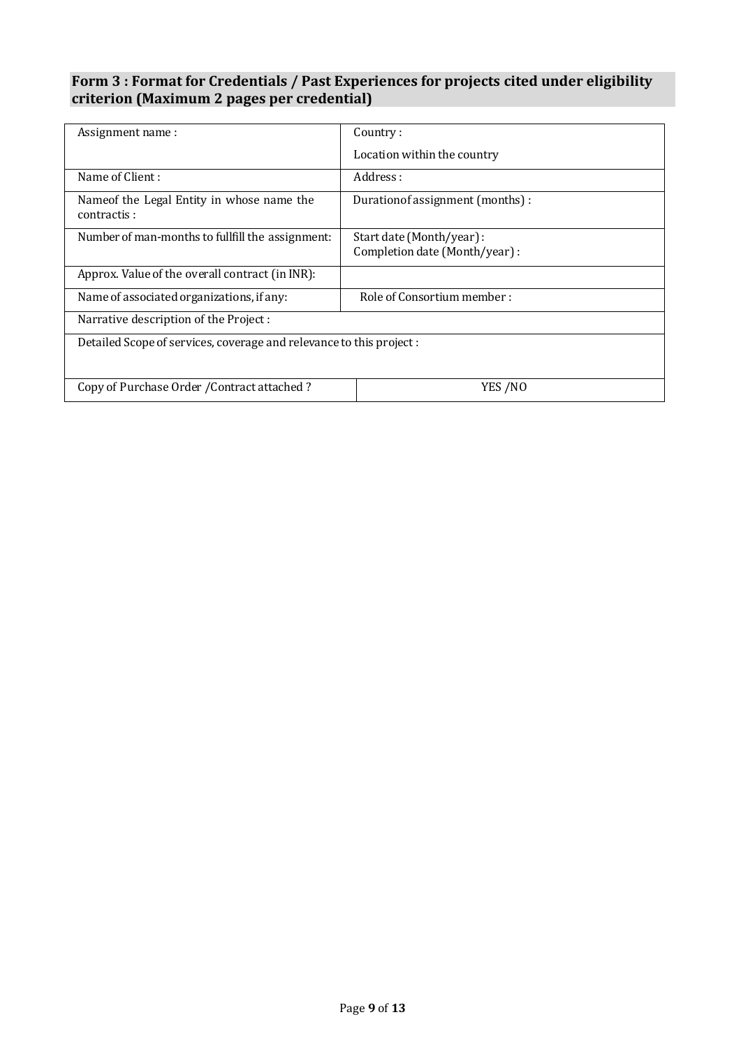## Form 3 : Format for Credentials / Past Experiences for projects cited under eligibility criterion (Maximum 2 pages per credential)

| | |
|---|---|
| Assignment name : | Country :<br>Location within the country |
| Name of Client : | Address : |
| Nameof the Legal Entity in whose name the contractis : | Durationof assignment (months) : |
| Number of man-months to fullfill the assignment: | Start date (Month/year) :<br>Completion date (Month/year) : |
| Approx. Value of the overall contract (in INR): | |
| Name of associated organizations, if any: | Role of Consortium member : |
| Narrative description of the Project : | |
| Detailed Scope of services, coverage and relevance to this project : | |
| Copy of Purchase Order /Contract attached ? | YES /NO |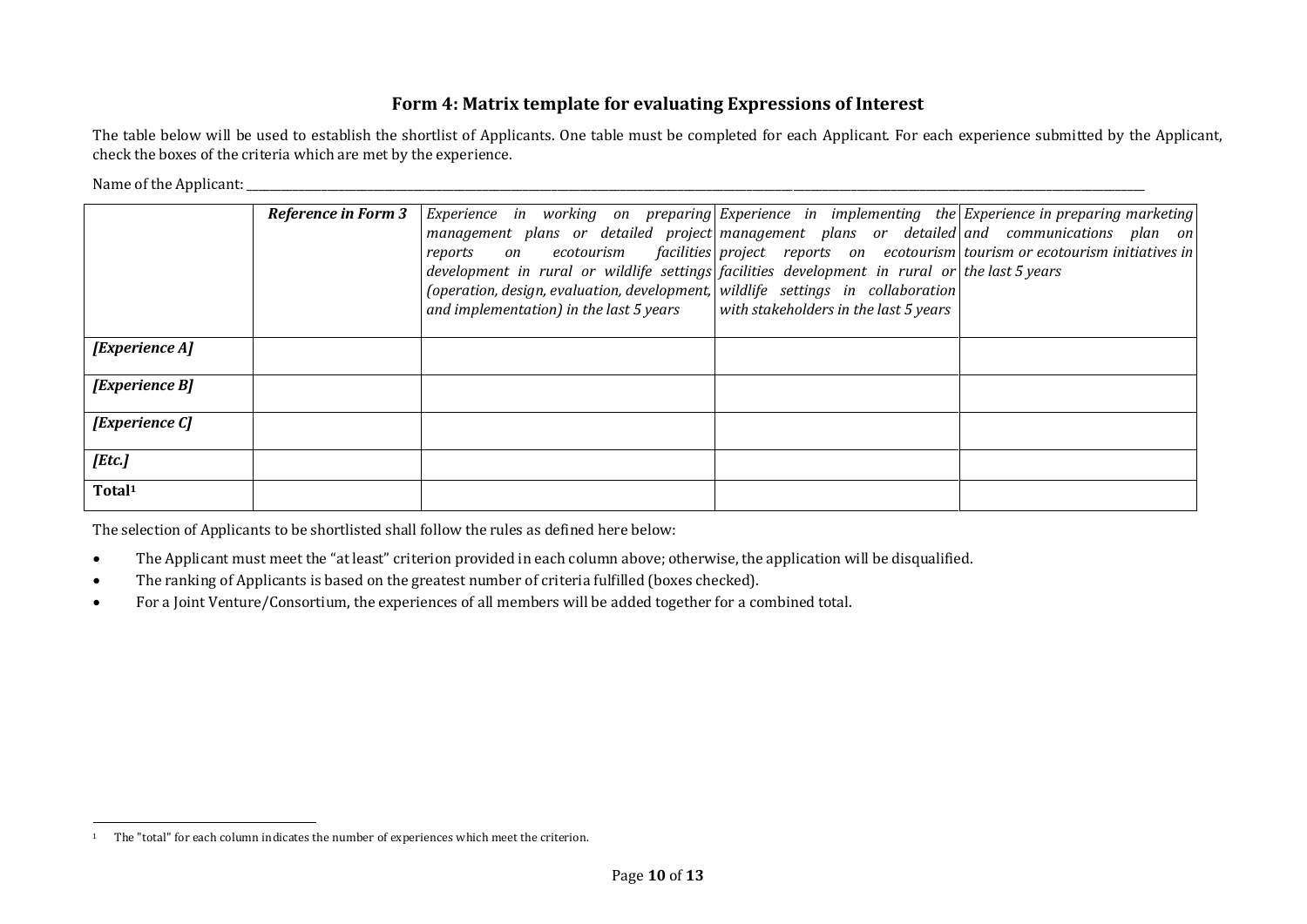## Form 4: Matrix template for evaluating Expressions of Interest

The table below will be used to establish the shortlist of Applicants. One table must be completed for each Applicant. For each experience submitted by the Applicant, check the boxes of the criteria which are met by the experience.

Name of the Applicant: \_\_\_\_\_\_\_\_\_\_\_\_\_\_\_\_\_\_\_\_\_\_\_\_\_\_\_\_\_\_\_\_\_\_\_\_\_\_\_\_\_\_\_\_\_\_\_\_\_\_\_\_\_\_\_\_\_\_\_\_\_\_\_\_\_\_\_\_\_\_

| | ***Reference in Form 3*** | *Experience in working on preparing management plans or detailed project reports on ecotourism facilities development in rural or wildlife settings (operation, design, evaluation, development, and implementation) in the last 5 years* | *Experience in implementing the management plans or detailed project reports on ecotourism facilities development in rural or wildlife settings in collaboration with stakeholders in the last 5 years* | *Experience in preparing marketing and communications plan on tourism or ecotourism initiatives in the last 5 years* |
|---|---|---|---|---|
| ***[Experience A]*** | | | | |
| ***[Experience B]*** | | | | |
| ***[Experience C]*** | | | | |
| ***[Etc.]*** | | | | |
| **Total**[1] | | | | |

The selection of Applicants to be shortlisted shall follow the rules as defined here below:

- The Applicant must meet the "at least" criterion provided in each column above; otherwise, the application will be disqualified.
- The ranking of Applicants is based on the greatest number of criteria fulfilled (boxes checked).
- For a Joint Venture/Consortium, the experiences of all members will be added together for a combined total.

[1] The "total" for each column indicates the number of experiences which meet the criterion.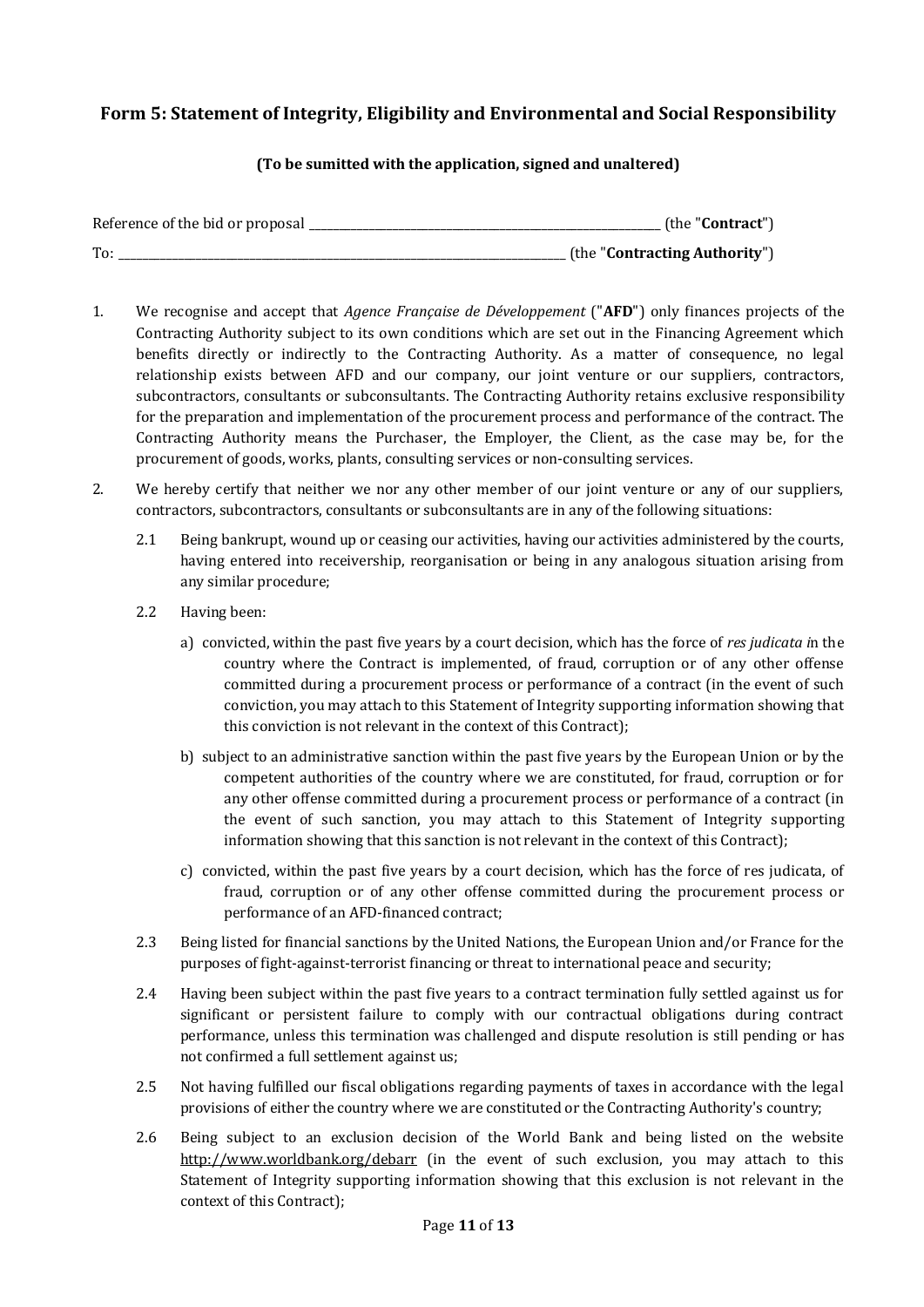## Form 5: Statement of Integrity, Eligibility and Environmental and Social Responsibility

**(To be sumitted with the application, signed and unaltered)**

Reference of the bid or proposal ______________________________ (the "**Contract**")

To: ______________________________ (the "**Contracting Authority**")

1. We recognise and accept that *Agence Française de Développement* ("**AFD**") only finances projects of the Contracting Authority subject to its own conditions which are set out in the Financing Agreement which benefits directly or indirectly to the Contracting Authority. As a matter of consequence, no legal relationship exists between AFD and our company, our joint venture or our suppliers, contractors, subcontractors, consultants or subconsultants. The Contracting Authority retains exclusive responsibility for the preparation and implementation of the procurement process and performance of the contract. The Contracting Authority means the Purchaser, the Employer, the Client, as the case may be, for the procurement of goods, works, plants, consulting services or non-consulting services.

2. We hereby certify that neither we nor any other member of our joint venture or any of our suppliers, contractors, subcontractors, consultants or subconsultants are in any of the following situations:

   2.1 Being bankrupt, wound up or ceasing our activities, having our activities administered by the courts, having entered into receivership, reorganisation or being in any analogous situation arising from any similar procedure;

   2.2 Having been:

   a) convicted, within the past five years by a court decision, which has the force of *res judicata i*n the country where the Contract is implemented, of fraud, corruption or of any other offense committed during a procurement process or performance of a contract (in the event of such conviction, you may attach to this Statement of Integrity supporting information showing that this conviction is not relevant in the context of this Contract);

   b) subject to an administrative sanction within the past five years by the European Union or by the competent authorities of the country where we are constituted, for fraud, corruption or for any other offense committed during a procurement process or performance of a contract (in the event of such sanction, you may attach to this Statement of Integrity supporting information showing that this sanction is not relevant in the context of this Contract);

   c) convicted, within the past five years by a court decision, which has the force of res judicata, of fraud, corruption or of any other offense committed during the procurement process or performance of an AFD-financed contract;

   2.3 Being listed for financial sanctions by the United Nations, the European Union and/or France for the purposes of fight-against-terrorist financing or threat to international peace and security;

   2.4 Having been subject within the past five years to a contract termination fully settled against us for significant or persistent failure to comply with our contractual obligations during contract performance, unless this termination was challenged and dispute resolution is still pending or has not confirmed a full settlement against us;

   2.5 Not having fulfilled our fiscal obligations regarding payments of taxes in accordance with the legal provisions of either the country where we are constituted or the Contracting Authority's country;

   2.6 Being subject to an exclusion decision of the World Bank and being listed on the website http://www.worldbank.org/debarr (in the event of such exclusion, you may attach to this Statement of Integrity supporting information showing that this exclusion is not relevant in the context of this Contract);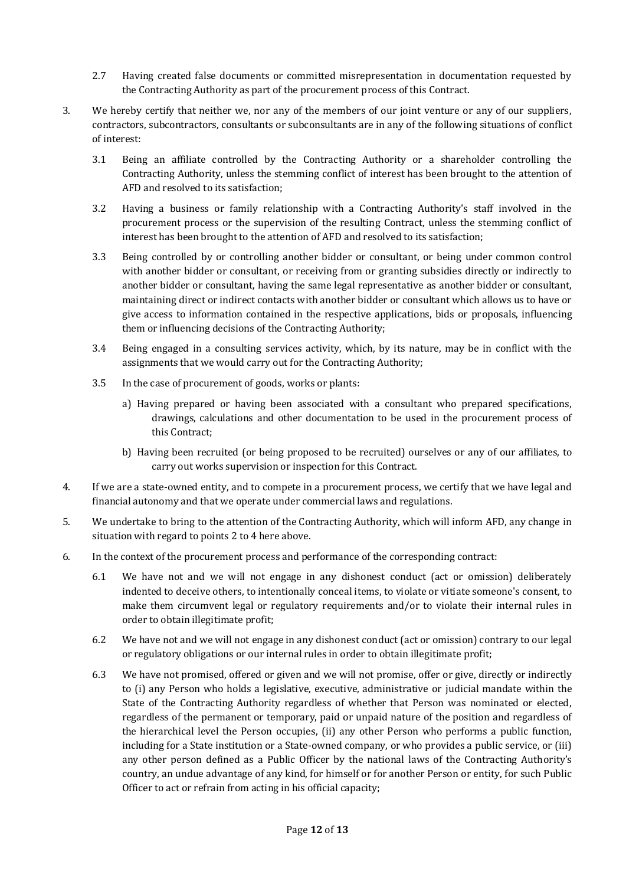2.7 Having created false documents or committed misrepresentation in documentation requested by the Contracting Authority as part of the procurement process of this Contract.

3. We hereby certify that neither we, nor any of the members of our joint venture or any of our suppliers, contractors, subcontractors, consultants or subconsultants are in any of the following situations of conflict of interest:

   3.1 Being an affiliate controlled by the Contracting Authority or a shareholder controlling the Contracting Authority, unless the stemming conflict of interest has been brought to the attention of AFD and resolved to its satisfaction;

   3.2 Having a business or family relationship with a Contracting Authority's staff involved in the procurement process or the supervision of the resulting Contract, unless the stemming conflict of interest has been brought to the attention of AFD and resolved to its satisfaction;

   3.3 Being controlled by or controlling another bidder or consultant, or being under common control with another bidder or consultant, or receiving from or granting subsidies directly or indirectly to another bidder or consultant, having the same legal representative as another bidder or consultant, maintaining direct or indirect contacts with another bidder or consultant which allows us to have or give access to information contained in the respective applications, bids or proposals, influencing them or influencing decisions of the Contracting Authority;

   3.4 Being engaged in a consulting services activity, which, by its nature, may be in conflict with the assignments that we would carry out for the Contracting Authority;

   3.5 In the case of procurement of goods, works or plants:

      a) Having prepared or having been associated with a consultant who prepared specifications, drawings, calculations and other documentation to be used in the procurement process of this Contract;

      b) Having been recruited (or being proposed to be recruited) ourselves or any of our affiliates, to carry out works supervision or inspection for this Contract.

4. If we are a state-owned entity, and to compete in a procurement process, we certify that we have legal and financial autonomy and that we operate under commercial laws and regulations.

5. We undertake to bring to the attention of the Contracting Authority, which will inform AFD, any change in situation with regard to points 2 to 4 here above.

6. In the context of the procurement process and performance of the corresponding contract:

   6.1 We have not and we will not engage in any dishonest conduct (act or omission) deliberately indented to deceive others, to intentionally conceal items, to violate or vitiate someone's consent, to make them circumvent legal or regulatory requirements and/or to violate their internal rules in order to obtain illegitimate profit;

   6.2 We have not and we will not engage in any dishonest conduct (act or omission) contrary to our legal or regulatory obligations or our internal rules in order to obtain illegitimate profit;

   6.3 We have not promised, offered or given and we will not promise, offer or give, directly or indirectly to (i) any Person who holds a legislative, executive, administrative or judicial mandate within the State of the Contracting Authority regardless of whether that Person was nominated or elected, regardless of the permanent or temporary, paid or unpaid nature of the position and regardless of the hierarchical level the Person occupies, (ii) any other Person who performs a public function, including for a State institution or a State-owned company, or who provides a public service, or (iii) any other person defined as a Public Officer by the national laws of the Contracting Authority's country, an undue advantage of any kind, for himself or for another Person or entity, for such Public Officer to act or refrain from acting in his official capacity;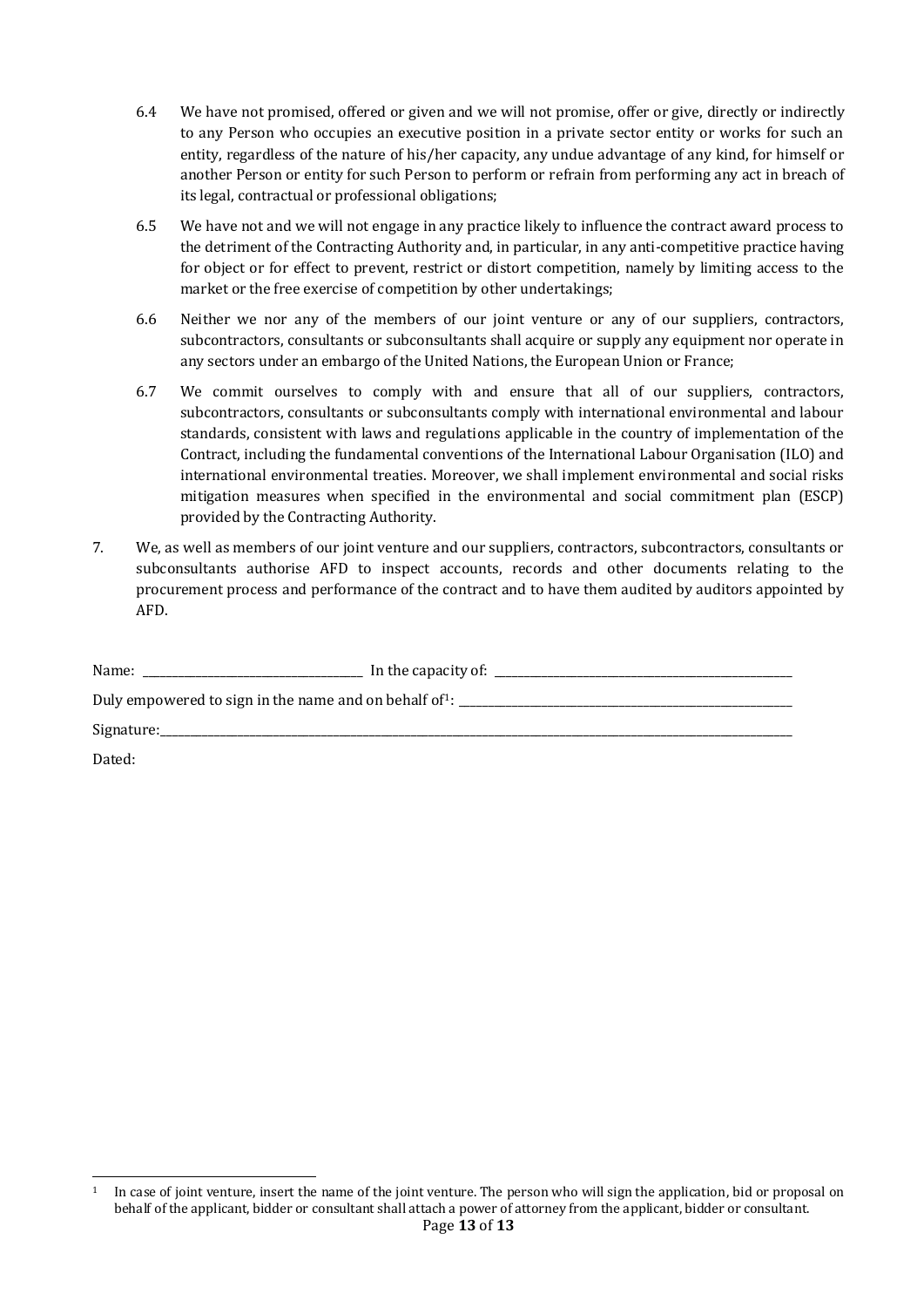6.4 We have not promised, offered or given and we will not promise, offer or give, directly or indirectly to any Person who occupies an executive position in a private sector entity or works for such an entity, regardless of the nature of his/her capacity, any undue advantage of any kind, for himself or another Person or entity for such Person to perform or refrain from performing any act in breach of its legal, contractual or professional obligations;

6.5 We have not and we will not engage in any practice likely to influence the contract award process to the detriment of the Contracting Authority and, in particular, in any anti-competitive practice having for object or for effect to prevent, restrict or distort competition, namely by limiting access to the market or the free exercise of competition by other undertakings;

6.6 Neither we nor any of the members of our joint venture or any of our suppliers, contractors, subcontractors, consultants or subconsultants shall acquire or supply any equipment nor operate in any sectors under an embargo of the United Nations, the European Union or France;

6.7 We commit ourselves to comply with and ensure that all of our suppliers, contractors, subcontractors, consultants or subconsultants comply with international environmental and labour standards, consistent with laws and regulations applicable in the country of implementation of the Contract, including the fundamental conventions of the International Labour Organisation (ILO) and international environmental treaties. Moreover, we shall implement environmental and social risks mitigation measures when specified in the environmental and social commitment plan (ESCP) provided by the Contracting Authority.

7. We, as well as members of our joint venture and our suppliers, contractors, subcontractors, consultants or subconsultants authorise AFD to inspect accounts, records and other documents relating to the procurement process and performance of the contract and to have them audited by auditors appointed by AFD.

Name: ____________________ In the capacity of: ____________________

Duly empowered to sign in the name and on behalf of[1]: ____________________

Signature:____________________

Dated:

[1] In case of joint venture, insert the name of the joint venture. The person who will sign the application, bid or proposal on behalf of the applicant, bidder or consultant shall attach a power of attorney from the applicant, bidder or consultant.